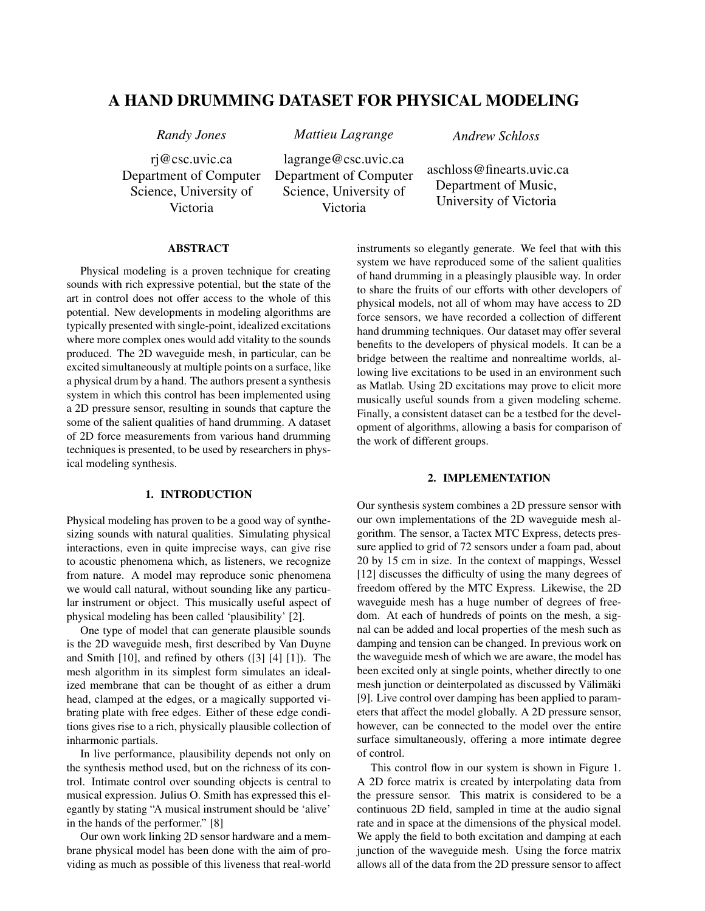# A HAND DRUMMING DATASET FOR PHYSICAL MODELING

*Randy Jones*

rj@csc.uvic.ca
Department of Computer Science, University of Victoria

*Mattieu Lagrange*

lagrange@csc.uvic.ca
Department of Computer Science, University of Victoria

*Andrew Schloss*

aschloss@finearts.uvic.ca
Department of Music, University of Victoria

## ABSTRACT

Physical modeling is a proven technique for creating sounds with rich expressive potential, but the state of the art in control does not offer access to the whole of this potential. New developments in modeling algorithms are typically presented with single-point, idealized excitations where more complex ones would add vitality to the sounds produced. The 2D waveguide mesh, in particular, can be excited simultaneously at multiple points on a surface, like a physical drum by a hand. The authors present a synthesis system in which this control has been implemented using a 2D pressure sensor, resulting in sounds that capture the some of the salient qualities of hand drumming. A dataset of 2D force measurements from various hand drumming techniques is presented, to be used by researchers in physical modeling synthesis.

## 1. INTRODUCTION

Physical modeling has proven to be a good way of synthesizing sounds with natural qualities. Simulating physical interactions, even in quite imprecise ways, can give rise to acoustic phenomena which, as listeners, we recognize from nature. A model may reproduce sonic phenomena we would call natural, without sounding like any particular instrument or object. This musically useful aspect of physical modeling has been called 'plausibility' [2].

One type of model that can generate plausible sounds is the 2D waveguide mesh, first described by Van Duyne and Smith [10], and refined by others ([3] [4] [1]). The mesh algorithm in its simplest form simulates an idealized membrane that can be thought of as either a drum head, clamped at the edges, or a magically supported vibrating plate with free edges. Either of these edge conditions gives rise to a rich, physically plausible collection of inharmonic partials.

In live performance, plausibility depends not only on the synthesis method used, but on the richness of its control. Intimate control over sounding objects is central to musical expression. Julius O. Smith has expressed this elegantly by stating "A musical instrument should be 'alive' in the hands of the performer." [8]

Our own work linking 2D sensor hardware and a membrane physical model has been done with the aim of providing as much as possible of this liveness that real-world instruments so elegantly generate. We feel that with this system we have reproduced some of the salient qualities of hand drumming in a pleasingly plausible way. In order to share the fruits of our efforts with other developers of physical models, not all of whom may have access to 2D force sensors, we have recorded a collection of different hand drumming techniques. Our dataset may offer several benefits to the developers of physical models. It can be a bridge between the realtime and nonrealtime worlds, allowing live excitations to be used in an environment such as Matlab. Using 2D excitations may prove to elicit more musically useful sounds from a given modeling scheme. Finally, a consistent dataset can be a testbed for the development of algorithms, allowing a basis for comparison of the work of different groups.

## 2. IMPLEMENTATION

Our synthesis system combines a 2D pressure sensor with our own implementations of the 2D waveguide mesh algorithm. The sensor, a Tactex MTC Express, detects pressure applied to grid of 72 sensors under a foam pad, about 20 by 15 cm in size. In the context of mappings, Wessel [12] discusses the difficulty of using the many degrees of freedom offered by the MTC Express. Likewise, the 2D waveguide mesh has a huge number of degrees of freedom. At each of hundreds of points on the mesh, a signal can be added and local properties of the mesh such as damping and tension can be changed. In previous work on the waveguide mesh of which we are aware, the model has been excited only at single points, whether directly to one mesh junction or deinterpolated as discussed by Välimäki [9]. Live control over damping has been applied to parameters that affect the model globally. A 2D pressure sensor, however, can be connected to the model over the entire surface simultaneously, offering a more intimate degree of control.

This control flow in our system is shown in Figure 1. A 2D force matrix is created by interpolating data from the pressure sensor. This matrix is considered to be a continuous 2D field, sampled in time at the audio signal rate and in space at the dimensions of the physical model. We apply the field to both excitation and damping at each junction of the waveguide mesh. Using the force matrix allows all of the data from the 2D pressure sensor to affect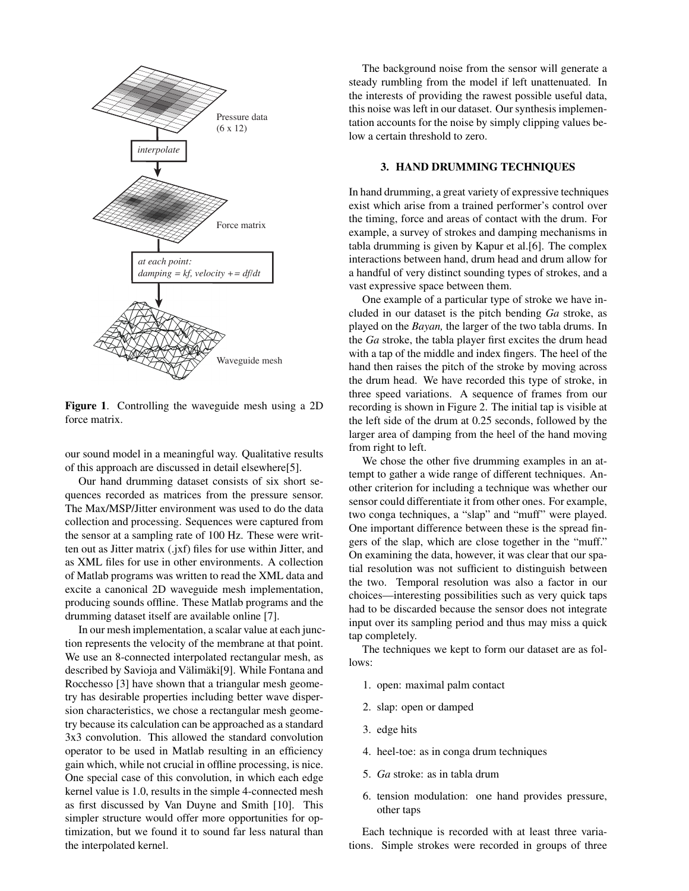Pressure data (6 x 12)

*interpolate*

Force matrix

*at each point:*
*damping = kf, velocity += df/dt*

Waveguide mesh

**Figure 1**. Controlling the waveguide mesh using a 2D force matrix.

our sound model in a meaningful way. Qualitative results of this approach are discussed in detail elsewhere[5].

Our hand drumming dataset consists of six short sequences recorded as matrices from the pressure sensor. The Max/MSP/Jitter environment was used to do the data collection and processing. Sequences were captured from the sensor at a sampling rate of 100 Hz. These were written out as Jitter matrix (.jxf) files for use within Jitter, and as XML files for use in other environments. A collection of Matlab programs was written to read the XML data and excite a canonical 2D waveguide mesh implementation, producing sounds offline. These Matlab programs and the drumming dataset itself are available online [7].

In our mesh implementation, a scalar value at each junction represents the velocity of the membrane at that point. We use an 8-connected interpolated rectangular mesh, as described by Savioja and Välimäki[9]. While Fontana and Rocchesso [3] have shown that a triangular mesh geometry has desirable properties including better wave dispersion characteristics, we chose a rectangular mesh geometry because its calculation can be approached as a standard 3x3 convolution. This allowed the standard convolution operator to be used in Matlab resulting in an efficiency gain which, while not crucial in offline processing, is nice. One special case of this convolution, in which each edge kernel value is 1.0, results in the simple 4-connected mesh as first discussed by Van Duyne and Smith [10]. This simpler structure would offer more opportunities for optimization, but we found it to sound far less natural than the interpolated kernel.

The background noise from the sensor will generate a steady rumbling from the model if left unattenuated. In the interests of providing the rawest possible useful data, this noise was left in our dataset. Our synthesis implementation accounts for the noise by simply clipping values below a certain threshold to zero.

## 3. HAND DRUMMING TECHNIQUES

In hand drumming, a great variety of expressive techniques exist which arise from a trained performer's control over the timing, force and areas of contact with the drum. For example, a survey of strokes and damping mechanisms in tabla drumming is given by Kapur et al.[6]. The complex interactions between hand, drum head and drum allow for a handful of very distinct sounding types of strokes, and a vast expressive space between them.

One example of a particular type of stroke we have included in our dataset is the pitch bending *Ga* stroke, as played on the *Bayan,* the larger of the two tabla drums. In the *Ga* stroke, the tabla player first excites the drum head with a tap of the middle and index fingers. The heel of the hand then raises the pitch of the stroke by moving across the drum head. We have recorded this type of stroke, in three speed variations. A sequence of frames from our recording is shown in Figure 2. The initial tap is visible at the left side of the drum at 0.25 seconds, followed by the larger area of damping from the heel of the hand moving from right to left.

We chose the other five drumming examples in an attempt to gather a wide range of different techniques. Another criterion for including a technique was whether our sensor could differentiate it from other ones. For example, two conga techniques, a "slap" and "muff" were played. One important difference between these is the spread fingers of the slap, which are close together in the "muff." On examining the data, however, it was clear that our spatial resolution was not sufficient to distinguish between the two. Temporal resolution was also a factor in our choices—interesting possibilities such as very quick taps had to be discarded because the sensor does not integrate input over its sampling period and thus may miss a quick tap completely.

The techniques we kept to form our dataset are as follows:

1. open: maximal palm contact
2. slap: open or damped
3. edge hits
4. heel-toe: as in conga drum techniques
5. *Ga* stroke: as in tabla drum
6. tension modulation: one hand provides pressure, other taps

Each technique is recorded with at least three variations. Simple strokes were recorded in groups of three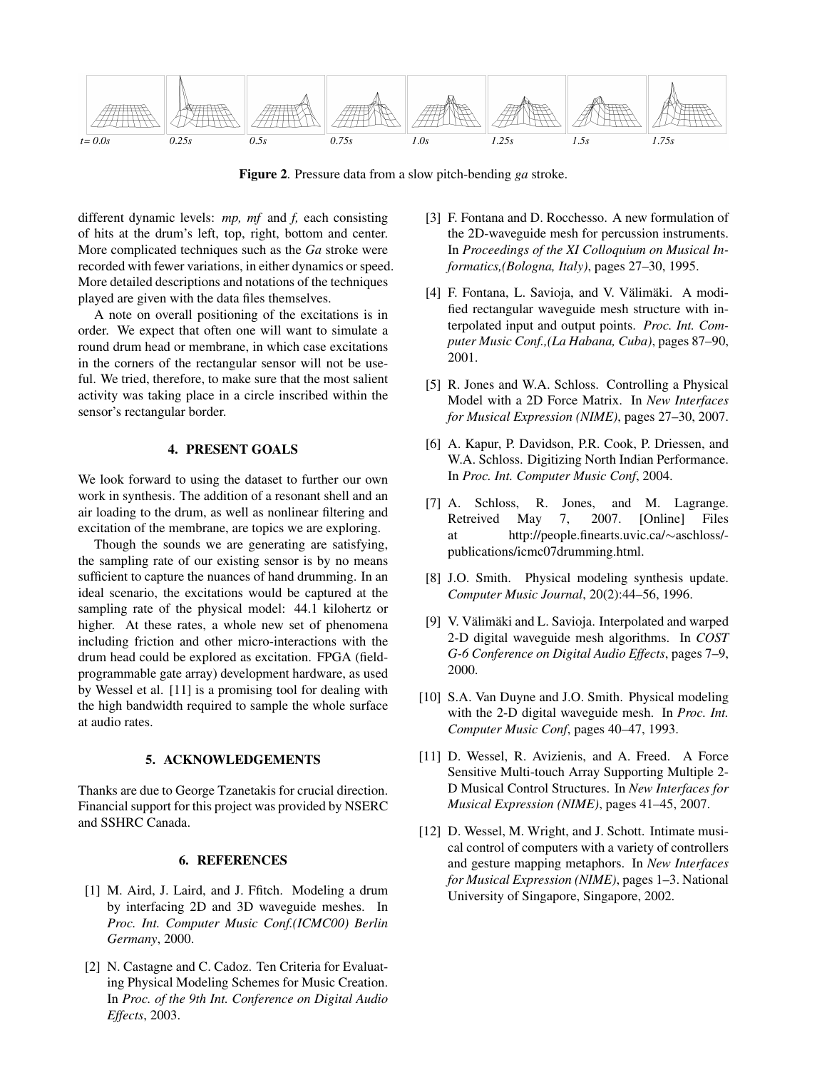t= 0.0s 0.25s 0.5s 0.75s 1.0s 1.25s 1.5s 1.75s

**Figure 2**. Pressure data from a slow pitch-bending *ga* stroke.

different dynamic levels: *mp, mf* and *f,* each consisting of hits at the drum's left, top, right, bottom and center. More complicated techniques such as the *Ga* stroke were recorded with fewer variations, in either dynamics or speed. More detailed descriptions and notations of the techniques played are given with the data files themselves.

A note on overall positioning of the excitations is in order. We expect that often one will want to simulate a round drum head or membrane, in which case excitations in the corners of the rectangular sensor will not be useful. We tried, therefore, to make sure that the most salient activity was taking place in a circle inscribed within the sensor's rectangular border.

## 4. PRESENT GOALS

We look forward to using the dataset to further our own work in synthesis. The addition of a resonant shell and an air loading to the drum, as well as nonlinear filtering and excitation of the membrane, are topics we are exploring.

Though the sounds we are generating are satisfying, the sampling rate of our existing sensor is by no means sufficient to capture the nuances of hand drumming. In an ideal scenario, the excitations would be captured at the sampling rate of the physical model: 44.1 kilohertz or higher. At these rates, a whole new set of phenomena including friction and other micro-interactions with the drum head could be explored as excitation. FPGA (field-programmable gate array) development hardware, as used by Wessel et al. [11] is a promising tool for dealing with the high bandwidth required to sample the whole surface at audio rates.

## 5. ACKNOWLEDGEMENTS

Thanks are due to George Tzanetakis for crucial direction. Financial support for this project was provided by NSERC and SSHRC Canada.

## 6. REFERENCES

[1] M. Aird, J. Laird, and J. Ffitch. Modeling a drum by interfacing 2D and 3D waveguide meshes. In *Proc. Int. Computer Music Conf.(ICMC00) Berlin Germany*, 2000.

[2] N. Castagne and C. Cadoz. Ten Criteria for Evaluating Physical Modeling Schemes for Music Creation. In *Proc. of the 9th Int. Conference on Digital Audio Effects*, 2003.

[3] F. Fontana and D. Rocchesso. A new formulation of the 2D-waveguide mesh for percussion instruments. In *Proceedings of the XI Colloquium on Musical Informatics,(Bologna, Italy)*, pages 27–30, 1995.

[4] F. Fontana, L. Savioja, and V. Välimäki. A modified rectangular waveguide mesh structure with interpolated input and output points. *Proc. Int. Computer Music Conf.,(La Habana, Cuba)*, pages 87–90, 2001.

[5] R. Jones and W.A. Schloss. Controlling a Physical Model with a 2D Force Matrix. In *New Interfaces for Musical Expression (NIME)*, pages 27–30, 2007.

[6] A. Kapur, P. Davidson, P.R. Cook, P. Driessen, and W.A. Schloss. Digitizing North Indian Performance. In *Proc. Int. Computer Music Conf*, 2004.

[7] A. Schloss, R. Jones, and M. Lagrange. Retreived May 7, 2007. [Online] Files at http://people.finearts.uvic.ca/∼aschloss/-publications/icmc07drumming.html.

[8] J.O. Smith. Physical modeling synthesis update. *Computer Music Journal*, 20(2):44–56, 1996.

[9] V. Välimäki and L. Savioja. Interpolated and warped 2-D digital waveguide mesh algorithms. In *COST G-6 Conference on Digital Audio Effects*, pages 7–9, 2000.

[10] S.A. Van Duyne and J.O. Smith. Physical modeling with the 2-D digital waveguide mesh. In *Proc. Int. Computer Music Conf*, pages 40–47, 1993.

[11] D. Wessel, R. Avizienis, and A. Freed. A Force Sensitive Multi-touch Array Supporting Multiple 2-D Musical Control Structures. In *New Interfaces for Musical Expression (NIME)*, pages 41–45, 2007.

[12] D. Wessel, M. Wright, and J. Schott. Intimate musical control of computers with a variety of controllers and gesture mapping metaphors. In *New Interfaces for Musical Expression (NIME)*, pages 1–3. National University of Singapore, Singapore, 2002.